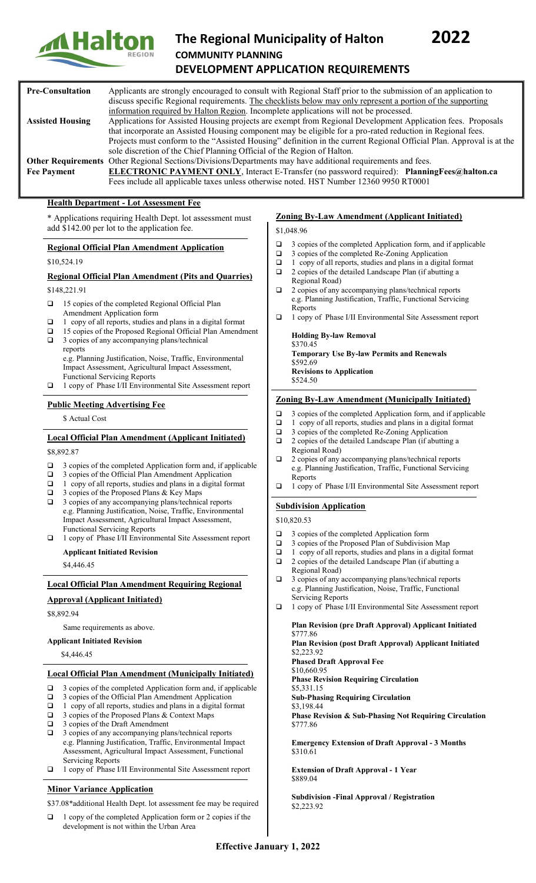# The Regional Municipality of Halton — 2022

## COMMUNITY PLANNING

## DEVELOPMENT APPLICATION REQUIREMENTS

| | |
|---|---|
| **Pre-Consultation** | Applicants are strongly encouraged to consult with Regional Staff prior to the submission of an application to discuss specific Regional requirements. The checklists below may only represent a portion of the supporting information required by Halton Region. Incomplete applications will not be processed. |
| **Assisted Housing** | Applications for Assisted Housing projects are exempt from Regional Development Application fees. Proposals that incorporate an Assisted Housing component may be eligible for a pro-rated reduction in Regional fees. Projects must conform to the "Assisted Housing" definition in the current Regional Official Plan. Approval is at the sole discretion of the Chief Planning Official of the Region of Halton. |
| **Other Requirements** | Other Regional Sections/Divisions/Departments may have additional requirements and fees. |
| **Fee Payment** | **ELECTRONIC PAYMENT ONLY**, Interact E-Transfer (no password required): **PlanningFees@halton.ca** Fees include all applicable taxes unless otherwise noted. HST Number 12360 9950 RT0001 |

### Health Department - Lot Assessment Fee

* Applications requiring Health Dept. lot assessment must add $142.00 per lot to the application fee.

### Regional Official Plan Amendment Application

$10,524.19

### Regional Official Plan Amendment (Pits and Quarries)

$148,221.91

- ☐ 15 copies of the completed Regional Official Plan Amendment Application form
- ☐ 1 copy of all reports, studies and plans in a digital format
- ☐ 15 copies of the Proposed Regional Official Plan Amendment
- ☐ 3 copies of any accompanying plans/technical reports e.g. Planning Justification, Noise, Traffic, Environmental Impact Assessment, Agricultural Impact Assessment, Functional Servicing Reports
- ☐ 1 copy of Phase I/II Environmental Site Assessment report

### Public Meeting Advertising Fee

$ Actual Cost

### Local Official Plan Amendment (Applicant Initiated)

$8,892.87

- ☐ 3 copies of the completed Application form and, if applicable
- ☐ 3 copies of the Official Plan Amendment Application
- ☐ 1 copy of all reports, studies and plans in a digital format
- ☐ 3 copies of the Proposed Plans & Key Maps
- ☐ 3 copies of any accompanying plans/technical reports e.g. Planning Justification, Noise, Traffic, Environmental Impact Assessment, Agricultural Impact Assessment, Functional Servicing Reports
- ☐ 1 copy of Phase I/II Environmental Site Assessment report

**Applicant Initiated Revision**

$4,446.45

### Local Official Plan Amendment Requiring Regional Approval (Applicant Initiated)

$8,892.94

Same requirements as above.

**Applicant Initiated Revision**

$4,446.45

### Local Official Plan Amendment (Municipally Initiated)

- ☐ 3 copies of the completed Application form and, if applicable
- ☐ 3 copies of the Official Plan Amendment Application
- ☐ 1 copy of all reports, studies and plans in a digital format
- ☐ 3 copies of the Proposed Plans & Context Maps
- ☐ 3 copies of the Draft Amendment
- ☐ 3 copies of any accompanying plans/technical reports e.g. Planning Justification, Traffic, Environmental Impact Assessment, Agricultural Impact Assessment, Functional Servicing Reports
- ☐ 1 copy of Phase I/II Environmental Site Assessment report

### Minor Variance Application

$37.08*additional Health Dept. lot assessment fee may be required

- ☐ 1 copy of the completed Application form or 2 copies if the development is not within the Urban Area

### Zoning By-Law Amendment (Applicant Initiated)

$1,048.96

- ☐ 3 copies of the completed Application form, and if applicable
- ☐ 3 copies of the completed Re-Zoning Application
- ☐ 1 copy of all reports, studies and plans in a digital format
- ☐ 2 copies of the detailed Landscape Plan (if abutting a Regional Road)
- ☐ 2 copies of any accompanying plans/technical reports e.g. Planning Justification, Traffic, Functional Servicing Reports
- ☐ 1 copy of Phase I/II Environmental Site Assessment report

**Holding By-law Removal**
$370.45

**Temporary Use By-law Permits and Renewals**
$592.69

**Revisions to Application**
$524.50

### Zoning By-Law Amendment (Municipally Initiated)

- ☐ 3 copies of the completed Application form, and if applicable
- ☐ 1 copy of all reports, studies and plans in a digital format
- ☐ 3 copies of the completed Re-Zoning Application
- ☐ 2 copies of the detailed Landscape Plan (if abutting a Regional Road)
- ☐ 2 copies of any accompanying plans/technical reports e.g. Planning Justification, Traffic, Functional Servicing Reports
- ☐ 1 copy of Phase I/II Environmental Site Assessment report

### Subdivision Application

$10,820.53

- ☐ 3 copies of the completed Application form
- ☐ 3 copies of the Proposed Plan of Subdivision Map
- ☐ 1 copy of all reports, studies and plans in a digital format
- ☐ 2 copies of the detailed Landscape Plan (if abutting a Regional Road)
- ☐ 3 copies of any accompanying plans/technical reports e.g. Planning Justification, Noise, Traffic, Functional Servicing Reports
- ☐ 1 copy of Phase I/II Environmental Site Assessment report

**Plan Revision (pre Draft Approval) Applicant Initiated**
$777.86

**Plan Revision (post Draft Approval) Applicant Initiated**
$2,223.92

**Phased Draft Approval Fee**
$10,660.95

**Phase Revision Requiring Circulation**
$5,331.15

**Sub-Phasing Requiring Circulation**
$3,198.44

**Phase Revision & Sub-Phasing Not Requiring Circulation**
$777.86

**Emergency Extension of Draft Approval - 3 Months**
$310.61

**Extension of Draft Approval - 1 Year**
$889.04

**Subdivision -Final Approval / Registration**
$2,223.92

**Effective January 1, 2022**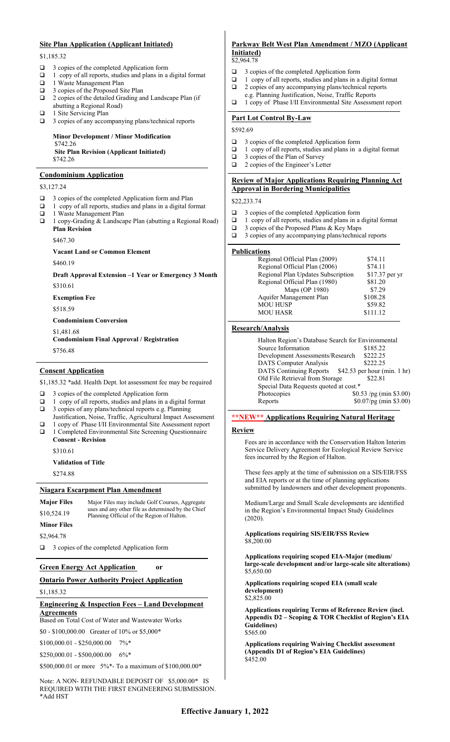## Site Plan Application (Applicant Initiated)

$1,185.32

- ❑ 3 copies of the completed Application form
- ❑ 1 copy of all reports, studies and plans in a digital format
- ❑ 1 Waste Management Plan
- ❑ 3 copies of the Proposed Site Plan
- ❑ 2 copies of the detailed Grading and Landscape Plan (if abutting a Regional Road)
- ❑ 1 Site Servicing Plan
- ❑ 3 copies of any accompanying plans/technical reports

**Minor Development / Minor Modification**
$742.26
**Site Plan Revision (Applicant Initiated)**
$742.26

## Condominium Application

$3,127.24

- ❑ 3 copies of the completed Application form and Plan
- ❑ 1 copy of all reports, studies and plans in a digital format
- ❑ 1 Waste Management Plan
- ❑ 1 copy-Grading & Landscape Plan (abutting a Regional Road)

**Plan Revision**

$467.30

**Vacant Land or Common Element**

$460.19

**Draft Approval Extension –1 Year or Emergency 3 Month**

$310.61

**Exemption Fee**

$518.59

**Condominium Conversion**

$1,481.68

**Condominium Final Approval / Registration**

$756.48

## Consent Application

$1,185.32 *add. Health Dept. lot assessment fee may be required

- ❑ 3 copies of the completed Application form
- ❑ 1 copy of all reports, studies and plans in a digital format
- ❑ 3 copies of any plans/technical reports e.g. Planning Justification, Noise, Traffic, Agricultural Impact Assessment
- ❑ 1 copy of Phase I/II Environmental Site Assessment report
- ❑ 1 Completed Environmental Site Screening Questionnaire

**Consent - Revision**

$310.61

**Validation of Title**

$274.88

## Niagara Escarpment Plan Amendment

**Major Files**
$10,524.19

Major Files may include Golf Courses, Aggregate uses and any other file as determined by the Chief Planning Official of the Region of Halton.

**Minor Files**

$2,964.78

- ❑ 3 copies of the completed Application form

## Green Energy Act Application or

## Ontario Power Authority Project Application

$1,185.32

## Engineering & Inspection Fees – Land Development Agreements

Based on Total Cost of Water and Wastewater Works

$0 - $100,000.00 Greater of 10% or $5,000*

$100,000.01 - $250,000.00 7%*

$250,000.01 - $500,000.00 6%*

$500,000.01 or more 5%*- To a maximum of $100,000.00*

Note: A NON- REFUNDABLE DEPOSIT OF $5,000.00* IS REQUIRED WITH THE FIRST ENGINEERING SUBMISSION.
*Add HST

## Parkway Belt West Plan Amendment / MZO (Applicant Initiated)

$2,964.78

- ❑ 3 copies of the completed Application form
- ❑ 1 copy of all reports, studies and plans in a digital format
- ❑ 2 copies of any accompanying plans/technical reports e.g. Planning Justification, Noise, Traffic Reports
- ❑ 1 copy of Phase I/II Environmental Site Assessment report

## Part Lot Control By-Law

$592.69

- ❑ 3 copies of the completed Application form
- ❑ 1 copy of all reports, studies and plans in a digital format
- ❑ 3 copies of the Plan of Survey
- ❑ 2 copies of the Engineer's Letter

## Review of Major Applications Requiring Planning Act Approval in Bordering Municipalities

$22,233.74

- ❑ 3 copies of the completed Application form
- ❑ 1 copy of all reports, studies and plans in a digital format
- ❑ 3 copies of the Proposed Plans & Key Maps
- ❑ 3 copies of any accompanying plans/technical reports

## Publications

| | |
|---|---|
| Regional Official Plan (2009) | $74.11 |
| Regional Official Plan (2006) | $74.11 |
| Regional Plan Updates Subscription | $17.37 per yr |
| Regional Official Plan (1980) | $81.20 |
| Maps (OP 1980) | $7.29 |
| Aquifer Management Plan | $108.28 |
| MOU HUSP | $59.82 |
| MOU HASR | $111.12 |

## Research/Analysis

| | |
|---|---|
| Halton Region's Database Search for Environmental Source Information | $185.22 |
| Development Assessments/Research | $222.25 |
| DATS Computer Analysis | $222.25 |
| DATS Continuing Reports | $42.53 per hour (min. 1 hr) |
| Old File Retrieval from Storage | $22.81 |
| Special Data Requests quoted at cost.* | |
| Photocopies | $0.53 /pg (min $3.00) |
| Reports | $0.07/pg (min $3.00) |

## **NEW** Applications Requiring Natural Heritage Review

Fees are in accordance with the Conservation Halton Interim Service Delivery Agreement for Ecological Review Service fees incurred by the Region of Halton.

These fees apply at the time of submission on a SIS/EIR/FSS and EIA reports or at the time of planning applications submitted by landowners and other development proponents.

Medium/Large and Small Scale developments are identified in the Region's Environmental Impact Study Guidelines (2020).

**Applications requiring SIS/EIR/FSS Review**
$8,200.00

**Applications requiring scoped EIA-Major (medium/large-scale development and/or large-scale site alterations)**
$5,650.00

**Applications requiring scoped EIA (small scale development)**
$2,825.00

**Applications requiring Terms of Reference Review (incl. Appendix D2 – Scoping & TOR Checklist of Region's EIA Guidelines)**
$565.00

**Applications requiring Waiving Checklist assessment (Appendix D1 of Region's EIA Guidelines)**
$452.00

**Effective January 1, 2022**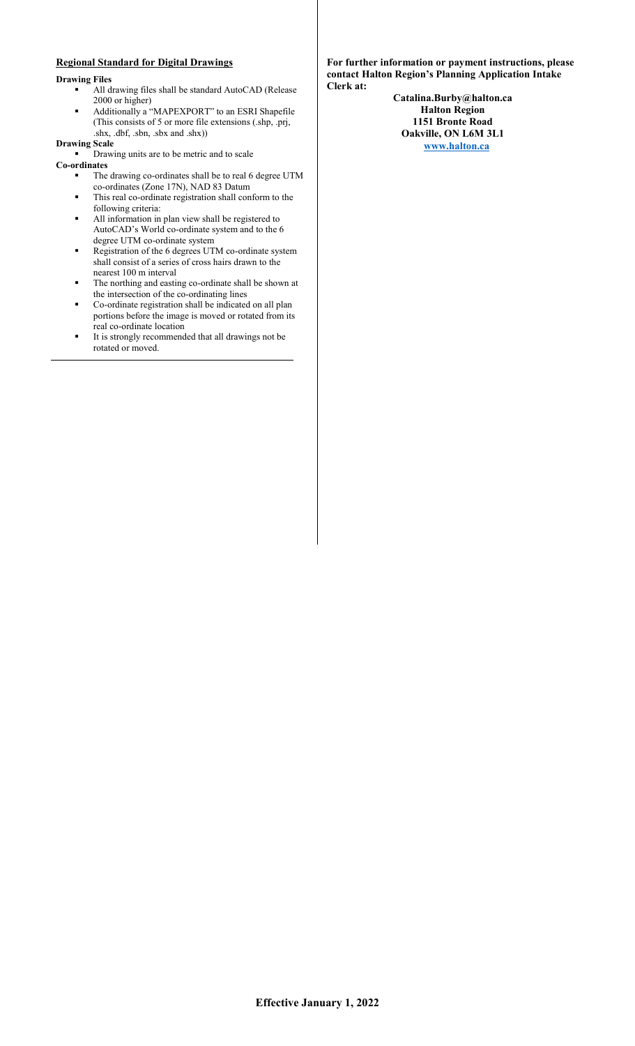## Regional Standard for Digital Drawings

**Drawing Files**

- All drawing files shall be standard AutoCAD (Release 2000 or higher)
- Additionally a "MAPEXPORT" to an ESRI Shapefile (This consists of 5 or more file extensions (.shp, .prj, .shx, .dbf, .sbn, .sbx and .shx))

**Drawing Scale**

- Drawing units are to be metric and to scale

**Co-ordinates**

- The drawing co-ordinates shall be to real 6 degree UTM co-ordinates (Zone 17N), NAD 83 Datum
- This real co-ordinate registration shall conform to the following criteria:
- All information in plan view shall be registered to AutoCAD's World co-ordinate system and to the 6 degree UTM co-ordinate system
- Registration of the 6 degrees UTM co-ordinate system shall consist of a series of cross hairs drawn to the nearest 100 m interval
- The northing and easting co-ordinate shall be shown at the intersection of the co-ordinating lines
- Co-ordinate registration shall be indicated on all plan portions before the image is moved or rotated from its real co-ordinate location
- It is strongly recommended that all drawings not be rotated or moved.

**For further information or payment instructions, please contact Halton Region's Planning Application Intake Clerk at:**

**Catalina.Burby@halton.ca**
**Halton Region**
**1151 Bronte Road**
**Oakville, ON L6M 3L1**
**www.halton.ca**

**Effective January 1, 2022**